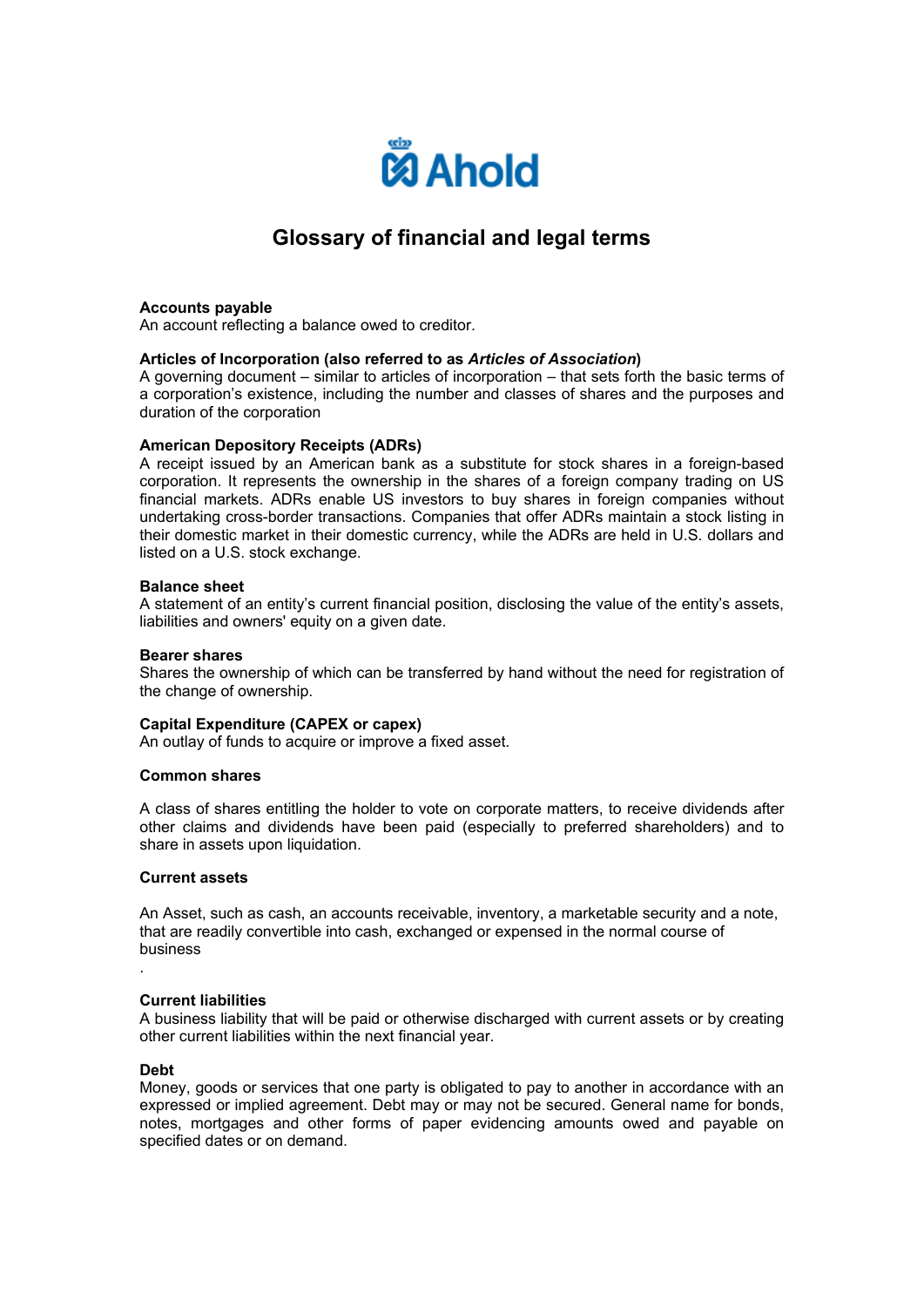Ahold

# Glossary of financial and legal terms

**Accounts payable**
An account reflecting a balance owed to creditor.

**Articles of Incorporation (also referred to as *Articles of Association*)**
A governing document – similar to articles of incorporation – that sets forth the basic terms of a corporation's existence, including the number and classes of shares and the purposes and duration of the corporation

**American Depository Receipts (ADRs)**
A receipt issued by an American bank as a substitute for stock shares in a foreign-based corporation. It represents the ownership in the shares of a foreign company trading on US financial markets. ADRs enable US investors to buy shares in foreign companies without undertaking cross-border transactions. Companies that offer ADRs maintain a stock listing in their domestic market in their domestic currency, while the ADRs are held in U.S. dollars and listed on a U.S. stock exchange.

**Balance sheet**
A statement of an entity's current financial position, disclosing the value of the entity's assets, liabilities and owners' equity on a given date.

**Bearer shares**
Shares the ownership of which can be transferred by hand without the need for registration of the change of ownership.

**Capital Expenditure (CAPEX or capex)**
An outlay of funds to acquire or improve a fixed asset.

**Common shares**

A class of shares entitling the holder to vote on corporate matters, to receive dividends after other claims and dividends have been paid (especially to preferred shareholders) and to share in assets upon liquidation.

**Current assets**

An Asset, such as cash, an accounts receivable, inventory, a marketable security and a note, that are readily convertible into cash, exchanged or expensed in the normal course of business
.

**Current liabilities**
A business liability that will be paid or otherwise discharged with current assets or by creating other current liabilities within the next financial year.

**Debt**
Money, goods or services that one party is obligated to pay to another in accordance with an expressed or implied agreement. Debt may or may not be secured. General name for bonds, notes, mortgages and other forms of paper evidencing amounts owed and payable on specified dates or on demand.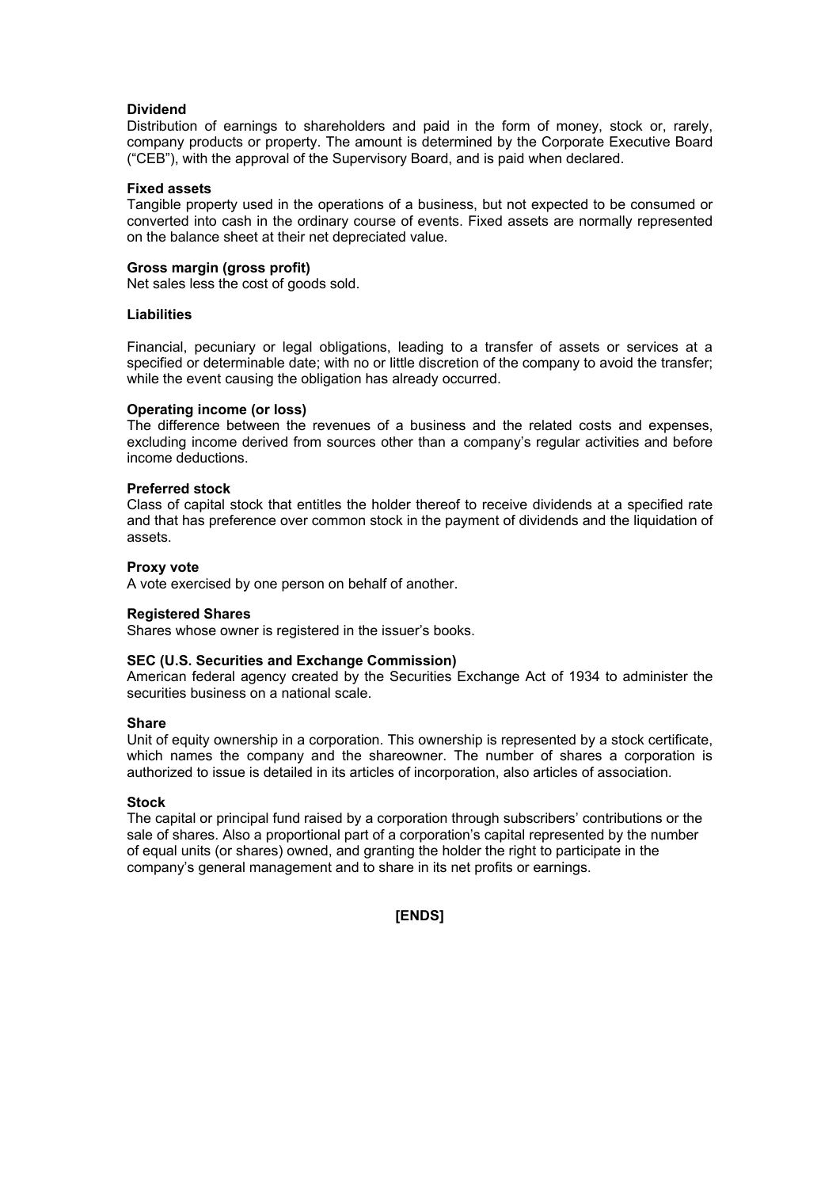**Dividend**
Distribution of earnings to shareholders and paid in the form of money, stock or, rarely, company products or property. The amount is determined by the Corporate Executive Board ("CEB"), with the approval of the Supervisory Board, and is paid when declared.

**Fixed assets**
Tangible property used in the operations of a business, but not expected to be consumed or converted into cash in the ordinary course of events. Fixed assets are normally represented on the balance sheet at their net depreciated value.

**Gross margin (gross profit)**
Net sales less the cost of goods sold.

**Liabilities**

Financial, pecuniary or legal obligations, leading to a transfer of assets or services at a specified or determinable date; with no or little discretion of the company to avoid the transfer; while the event causing the obligation has already occurred.

**Operating income (or loss)**
The difference between the revenues of a business and the related costs and expenses, excluding income derived from sources other than a company's regular activities and before income deductions.

**Preferred stock**
Class of capital stock that entitles the holder thereof to receive dividends at a specified rate and that has preference over common stock in the payment of dividends and the liquidation of assets.

**Proxy vote**
A vote exercised by one person on behalf of another.

**Registered Shares**
Shares whose owner is registered in the issuer's books.

**SEC (U.S. Securities and Exchange Commission)**
American federal agency created by the Securities Exchange Act of 1934 to administer the securities business on a national scale.

**Share**
Unit of equity ownership in a corporation. This ownership is represented by a stock certificate, which names the company and the shareowner. The number of shares a corporation is authorized to issue is detailed in its articles of incorporation, also articles of association.

**Stock**
The capital or principal fund raised by a corporation through subscribers' contributions or the sale of shares. Also a proportional part of a corporation's capital represented by the number of equal units (or shares) owned, and granting the holder the right to participate in the company's general management and to share in its net profits or earnings.

**[ENDS]**